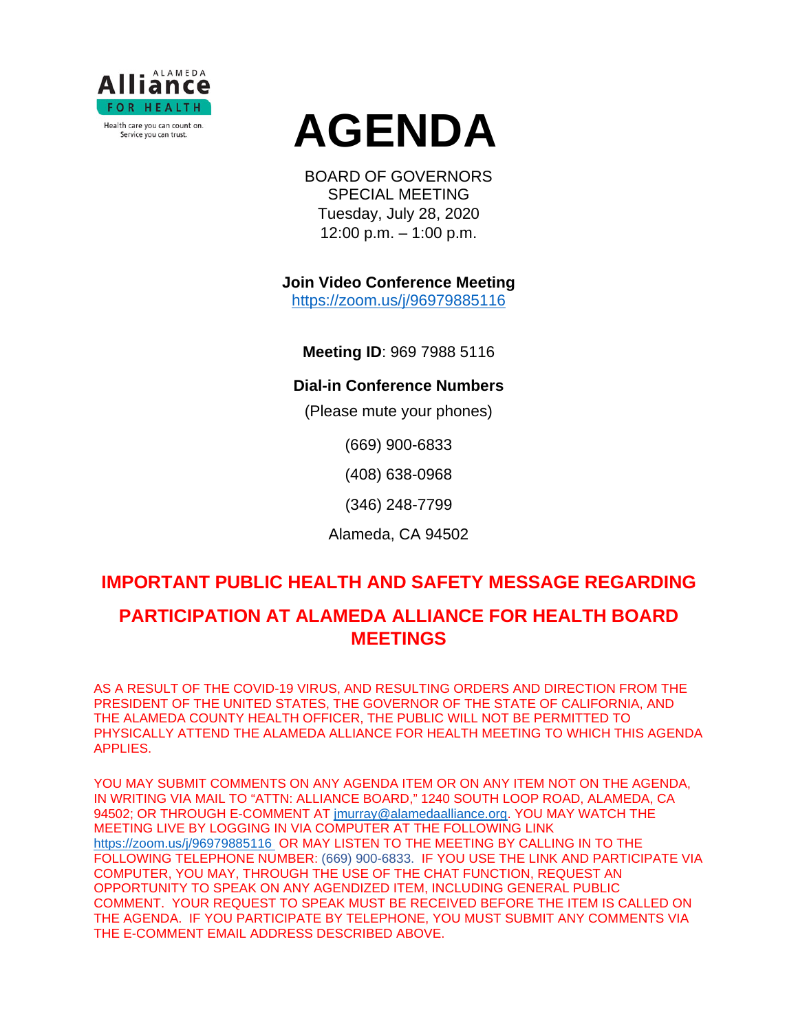Alameda Alliance for Health

Health care you can count on.
Service you can trust.

# AGENDA

BOARD OF GOVERNORS
SPECIAL MEETING
Tuesday, July 28, 2020
12:00 p.m. – 1:00 p.m.

**Join Video Conference Meeting**
https://zoom.us/j/96979885116

**Meeting ID**: 969 7988 5116

**Dial-in Conference Numbers**

(Please mute your phones)

(669) 900-6833

(408) 638-0968

(346) 248-7799

Alameda, CA 94502

## IMPORTANT PUBLIC HEALTH AND SAFETY MESSAGE REGARDING PARTICIPATION AT ALAMEDA ALLIANCE FOR HEALTH BOARD MEETINGS

AS A RESULT OF THE COVID-19 VIRUS, AND RESULTING ORDERS AND DIRECTION FROM THE PRESIDENT OF THE UNITED STATES, THE GOVERNOR OF THE STATE OF CALIFORNIA, AND THE ALAMEDA COUNTY HEALTH OFFICER, THE PUBLIC WILL NOT BE PERMITTED TO PHYSICALLY ATTEND THE ALAMEDA ALLIANCE FOR HEALTH MEETING TO WHICH THIS AGENDA APPLIES.

YOU MAY SUBMIT COMMENTS ON ANY AGENDA ITEM OR ON ANY ITEM NOT ON THE AGENDA, IN WRITING VIA MAIL TO "ATTN: ALLIANCE BOARD," 1240 SOUTH LOOP ROAD, ALAMEDA, CA 94502; OR THROUGH E-COMMENT AT jmurray@alamedaalliance.org. YOU MAY WATCH THE MEETING LIVE BY LOGGING IN VIA COMPUTER AT THE FOLLOWING LINK https://zoom.us/j/96979885116 OR MAY LISTEN TO THE MEETING BY CALLING IN TO THE FOLLOWING TELEPHONE NUMBER: (669) 900-6833. IF YOU USE THE LINK AND PARTICIPATE VIA COMPUTER, YOU MAY, THROUGH THE USE OF THE CHAT FUNCTION, REQUEST AN OPPORTUNITY TO SPEAK ON ANY AGENDIZED ITEM, INCLUDING GENERAL PUBLIC COMMENT. YOUR REQUEST TO SPEAK MUST BE RECEIVED BEFORE THE ITEM IS CALLED ON THE AGENDA. IF YOU PARTICIPATE BY TELEPHONE, YOU MUST SUBMIT ANY COMMENTS VIA THE E-COMMENT EMAIL ADDRESS DESCRIBED ABOVE.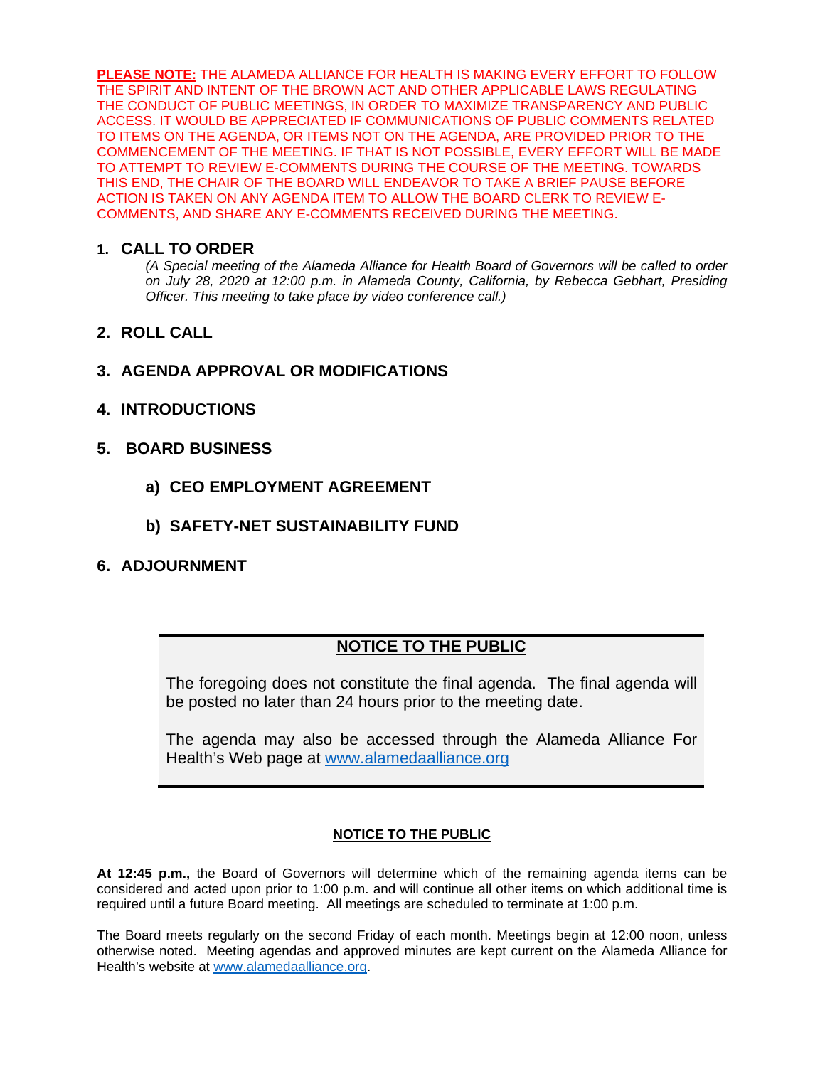**PLEASE NOTE:** THE ALAMEDA ALLIANCE FOR HEALTH IS MAKING EVERY EFFORT TO FOLLOW THE SPIRIT AND INTENT OF THE BROWN ACT AND OTHER APPLICABLE LAWS REGULATING THE CONDUCT OF PUBLIC MEETINGS, IN ORDER TO MAXIMIZE TRANSPARENCY AND PUBLIC ACCESS. IT WOULD BE APPRECIATED IF COMMUNICATIONS OF PUBLIC COMMENTS RELATED TO ITEMS ON THE AGENDA, OR ITEMS NOT ON THE AGENDA, ARE PROVIDED PRIOR TO THE COMMENCEMENT OF THE MEETING. IF THAT IS NOT POSSIBLE, EVERY EFFORT WILL BE MADE TO ATTEMPT TO REVIEW E-COMMENTS DURING THE COURSE OF THE MEETING. TOWARDS THIS END, THE CHAIR OF THE BOARD WILL ENDEAVOR TO TAKE A BRIEF PAUSE BEFORE ACTION IS TAKEN ON ANY AGENDA ITEM TO ALLOW THE BOARD CLERK TO REVIEW E-COMMENTS, AND SHARE ANY E-COMMENTS RECEIVED DURING THE MEETING.

## 1. CALL TO ORDER

*(A Special meeting of the Alameda Alliance for Health Board of Governors will be called to order on July 28, 2020 at 12:00 p.m. in Alameda County, California, by Rebecca Gebhart, Presiding Officer. This meeting to take place by video conference call.)*

## 2. ROLL CALL

## 3. AGENDA APPROVAL OR MODIFICATIONS

## 4. INTRODUCTIONS

## 5. BOARD BUSINESS

### a) CEO EMPLOYMENT AGREEMENT

### b) SAFETY-NET SUSTAINABILITY FUND

## 6. ADJOURNMENT

**NOTICE TO THE PUBLIC**

The foregoing does not constitute the final agenda. The final agenda will be posted no later than 24 hours prior to the meeting date.

The agenda may also be accessed through the Alameda Alliance For Health's Web page at www.alamedaalliance.org

**NOTICE TO THE PUBLIC**

**At 12:45 p.m.,** the Board of Governors will determine which of the remaining agenda items can be considered and acted upon prior to 1:00 p.m. and will continue all other items on which additional time is required until a future Board meeting. All meetings are scheduled to terminate at 1:00 p.m.

The Board meets regularly on the second Friday of each month. Meetings begin at 12:00 noon, unless otherwise noted. Meeting agendas and approved minutes are kept current on the Alameda Alliance for Health's website at www.alamedaalliance.org.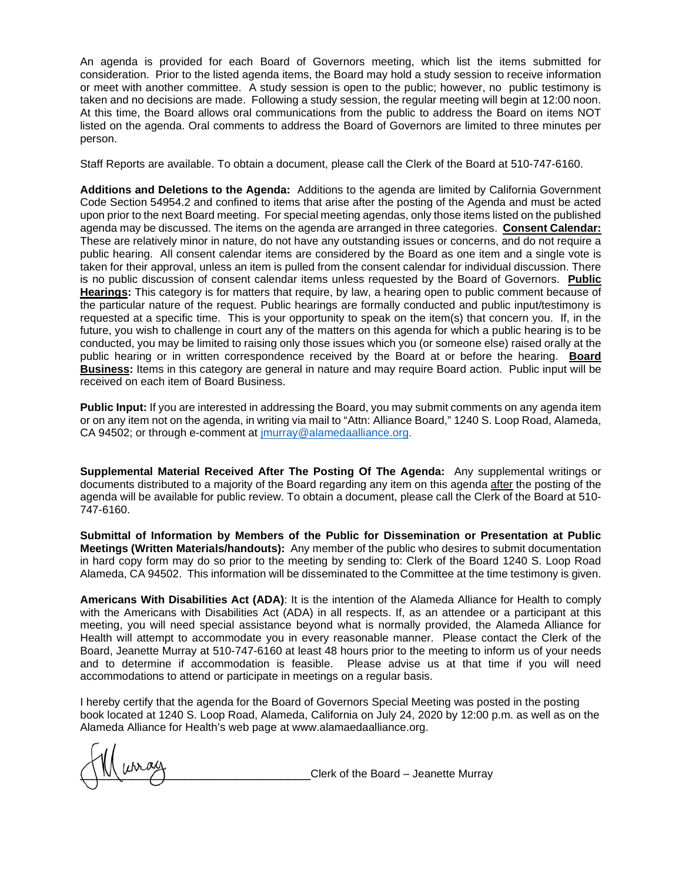An agenda is provided for each Board of Governors meeting, which list the items submitted for consideration. Prior to the listed agenda items, the Board may hold a study session to receive information or meet with another committee. A study session is open to the public; however, no public testimony is taken and no decisions are made. Following a study session, the regular meeting will begin at 12:00 noon. At this time, the Board allows oral communications from the public to address the Board on items NOT listed on the agenda. Oral comments to address the Board of Governors are limited to three minutes per person.

Staff Reports are available. To obtain a document, please call the Clerk of the Board at 510-747-6160.

**Additions and Deletions to the Agenda:** Additions to the agenda are limited by California Government Code Section 54954.2 and confined to items that arise after the posting of the Agenda and must be acted upon prior to the next Board meeting. For special meeting agendas, only those items listed on the published agenda may be discussed. The items on the agenda are arranged in three categories. **Consent Calendar:** These are relatively minor in nature, do not have any outstanding issues or concerns, and do not require a public hearing. All consent calendar items are considered by the Board as one item and a single vote is taken for their approval, unless an item is pulled from the consent calendar for individual discussion. There is no public discussion of consent calendar items unless requested by the Board of Governors. **Public Hearings:** This category is for matters that require, by law, a hearing open to public comment because of the particular nature of the request. Public hearings are formally conducted and public input/testimony is requested at a specific time. This is your opportunity to speak on the item(s) that concern you. If, in the future, you wish to challenge in court any of the matters on this agenda for which a public hearing is to be conducted, you may be limited to raising only those issues which you (or someone else) raised orally at the public hearing or in written correspondence received by the Board at or before the hearing. **Board Business:** Items in this category are general in nature and may require Board action. Public input will be received on each item of Board Business.

**Public Input:** If you are interested in addressing the Board, you may submit comments on any agenda item or on any item not on the agenda, in writing via mail to "Attn: Alliance Board," 1240 S. Loop Road, Alameda, CA 94502; or through e-comment at jmurray@alamedaalliance.org.

**Supplemental Material Received After The Posting Of The Agenda:** Any supplemental writings or documents distributed to a majority of the Board regarding any item on this agenda after the posting of the agenda will be available for public review. To obtain a document, please call the Clerk of the Board at 510-747-6160.

**Submittal of Information by Members of the Public for Dissemination or Presentation at Public Meetings (Written Materials/handouts):** Any member of the public who desires to submit documentation in hard copy form may do so prior to the meeting by sending to: Clerk of the Board 1240 S. Loop Road Alameda, CA 94502. This information will be disseminated to the Committee at the time testimony is given.

**Americans With Disabilities Act (ADA)**: It is the intention of the Alameda Alliance for Health to comply with the Americans with Disabilities Act (ADA) in all respects. If, as an attendee or a participant at this meeting, you will need special assistance beyond what is normally provided, the Alameda Alliance for Health will attempt to accommodate you in every reasonable manner. Please contact the Clerk of the Board, Jeanette Murray at 510-747-6160 at least 48 hours prior to the meeting to inform us of your needs and to determine if accommodation is feasible. Please advise us at that time if you will need accommodations to attend or participate in meetings on a regular basis.

I hereby certify that the agenda for the Board of Governors Special Meeting was posted in the posting book located at 1240 S. Loop Road, Alameda, California on July 24, 2020 by 12:00 p.m. as well as on the Alameda Alliance for Health's web page at www.alamaedaalliance.org.

JMurray ____________________ Clerk of the Board – Jeanette Murray